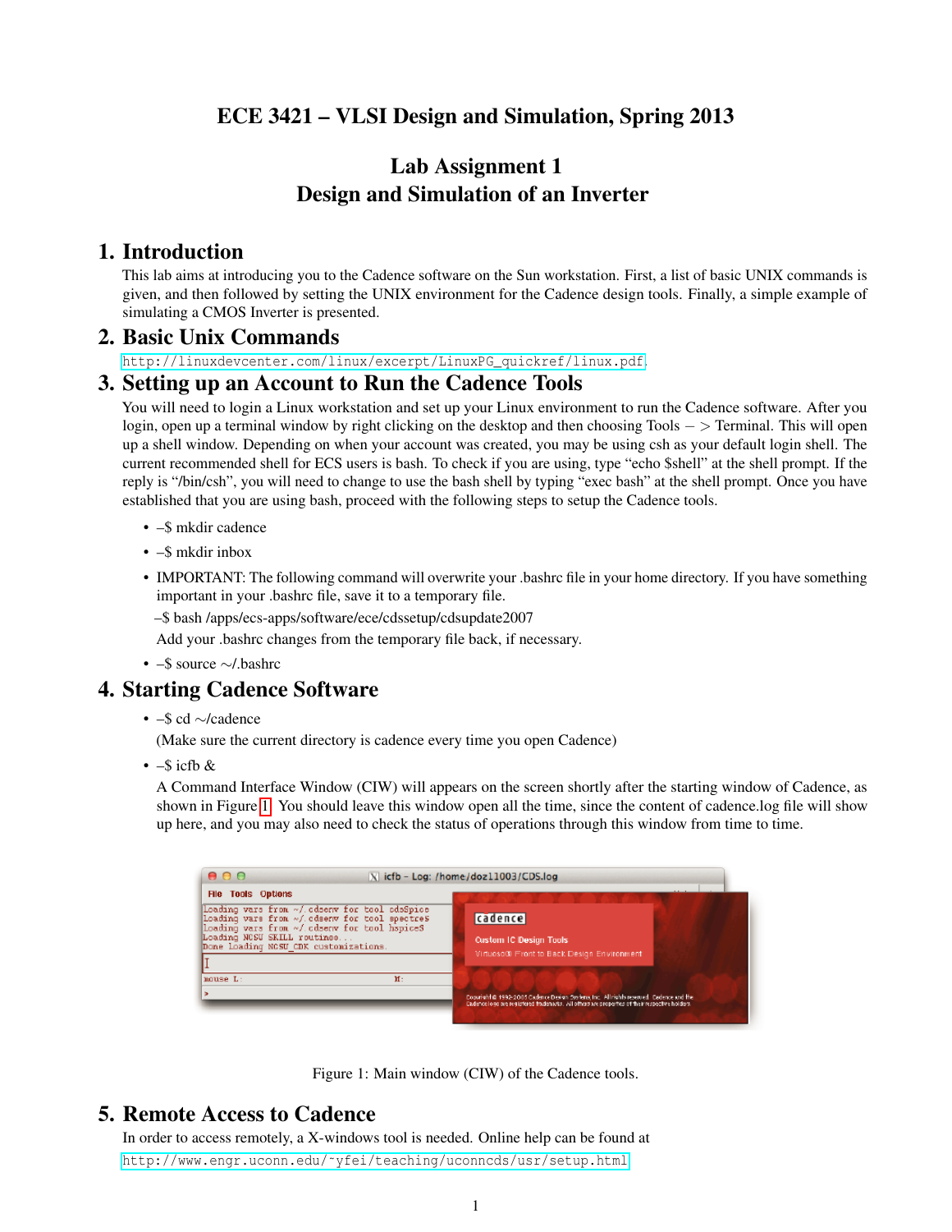# ECE 3421 – VLSI Design and Simulation, Spring 2013

## Lab Assignment 1
## Design and Simulation of an Inverter

## 1. Introduction

This lab aims at introducing you to the Cadence software on the Sun workstation. First, a list of basic UNIX commands is given, and then followed by setting the UNIX environment for the Cadence design tools. Finally, a simple example of simulating a CMOS Inverter is presented.

## 2. Basic Unix Commands

http://linuxdevcenter.com/linux/excerpt/LinuxPG_quickref/linux.pdf.

## 3. Setting up an Account to Run the Cadence Tools

You will need to login a Linux workstation and set up your Linux environment to run the Cadence software. After you login, open up a terminal window by right clicking on the desktop and then choosing Tools – > Terminal. This will open up a shell window. Depending on when your account was created, you may be using csh as your default login shell. The current recommended shell for ECS users is bash. To check if you are using, type "echo $shell" at the shell prompt. If the reply is "/bin/csh", you will need to change to use the bash shell by typing "exec bash" at the shell prompt. Once you have established that you are using bash, proceed with the following steps to setup the Cadence tools.

- –$ mkdir cadence
- –$ mkdir inbox
- IMPORTANT: The following command will overwrite your .bashrc file in your home directory. If you have something important in your .bashrc file, save it to a temporary file.

  –$ bash /apps/ecs-apps/software/ece/cdssetup/cdsupdate2007

  Add your .bashrc changes from the temporary file back, if necessary.
- –$ source ~/.bashrc

## 4. Starting Cadence Software

- –$ cd ~/cadence

  (Make sure the current directory is cadence every time you open Cadence)
- –$ icfb &

  A Command Interface Window (CIW) will appears on the screen shortly after the starting window of Cadence, as shown in Figure 1. You should leave this window open all the time, since the content of cadence.log file will show up here, and you may also need to check the status of operations through this window from time to time.

Figure 1: Main window (CIW) of the Cadence tools.

## 5. Remote Access to Cadence

In order to access remotely, a X-windows tool is needed. Online help can be found at http://www.engr.uconn.edu/~yfei/teaching/uconncds/usr/setup.html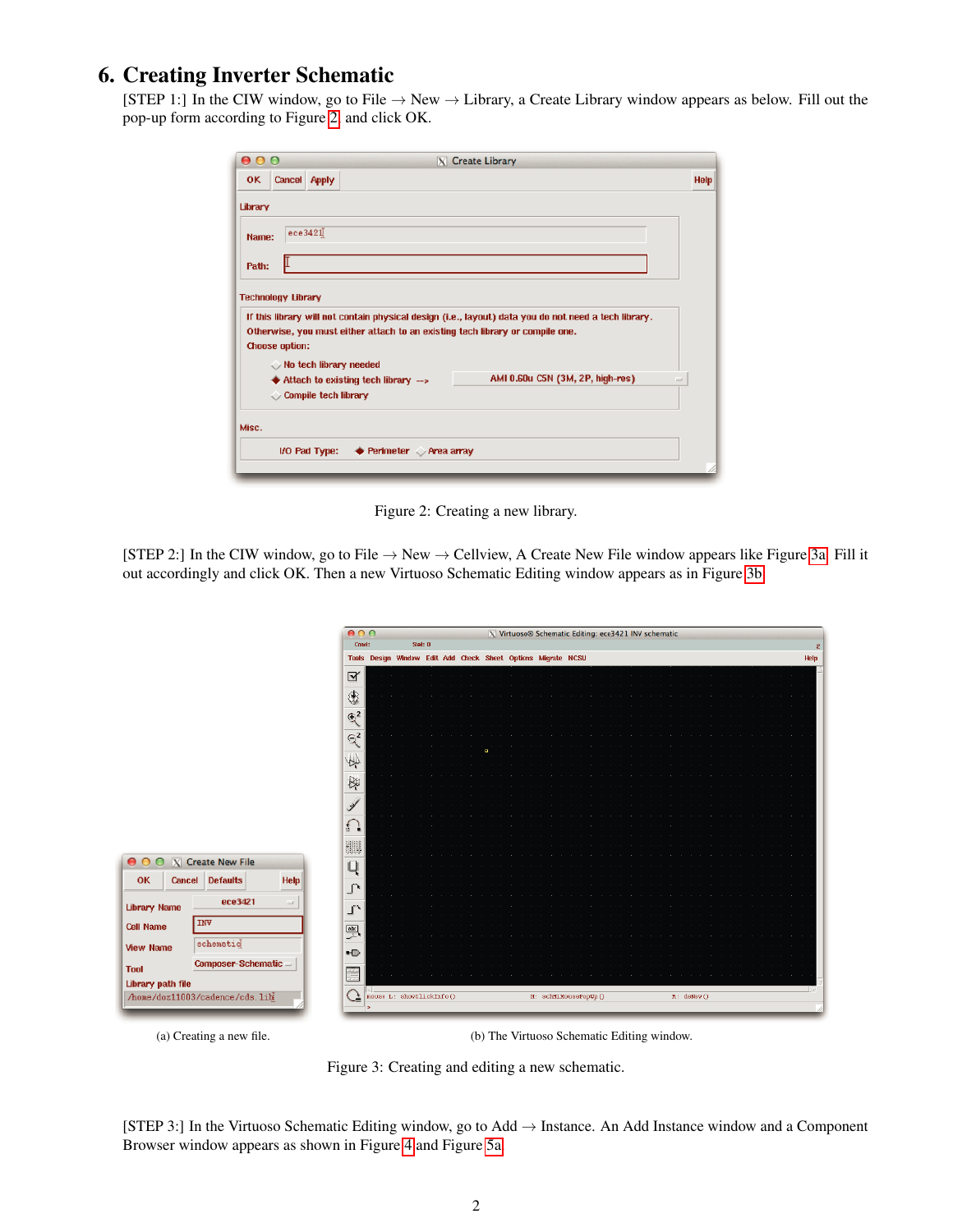## 6. Creating Inverter Schematic

[STEP 1:] In the CIW window, go to File → New → Library, a Create Library window appears as below. Fill out the pop-up form according to Figure 2 and click OK.

Figure 2: Creating a new library.

[STEP 2:] In the CIW window, go to File → New → Cellview, A Create New File window appears like Figure 3a. Fill it out accordingly and click OK. Then a new Virtuoso Schematic Editing window appears as in Figure 3b.

(a) Creating a new file.

(b) The Virtuoso Schematic Editing window.

Figure 3: Creating and editing a new schematic.

[STEP 3:] In the Virtuoso Schematic Editing window, go to Add → Instance. An Add Instance window and a Component Browser window appears as shown in Figure 4 and Figure 5a.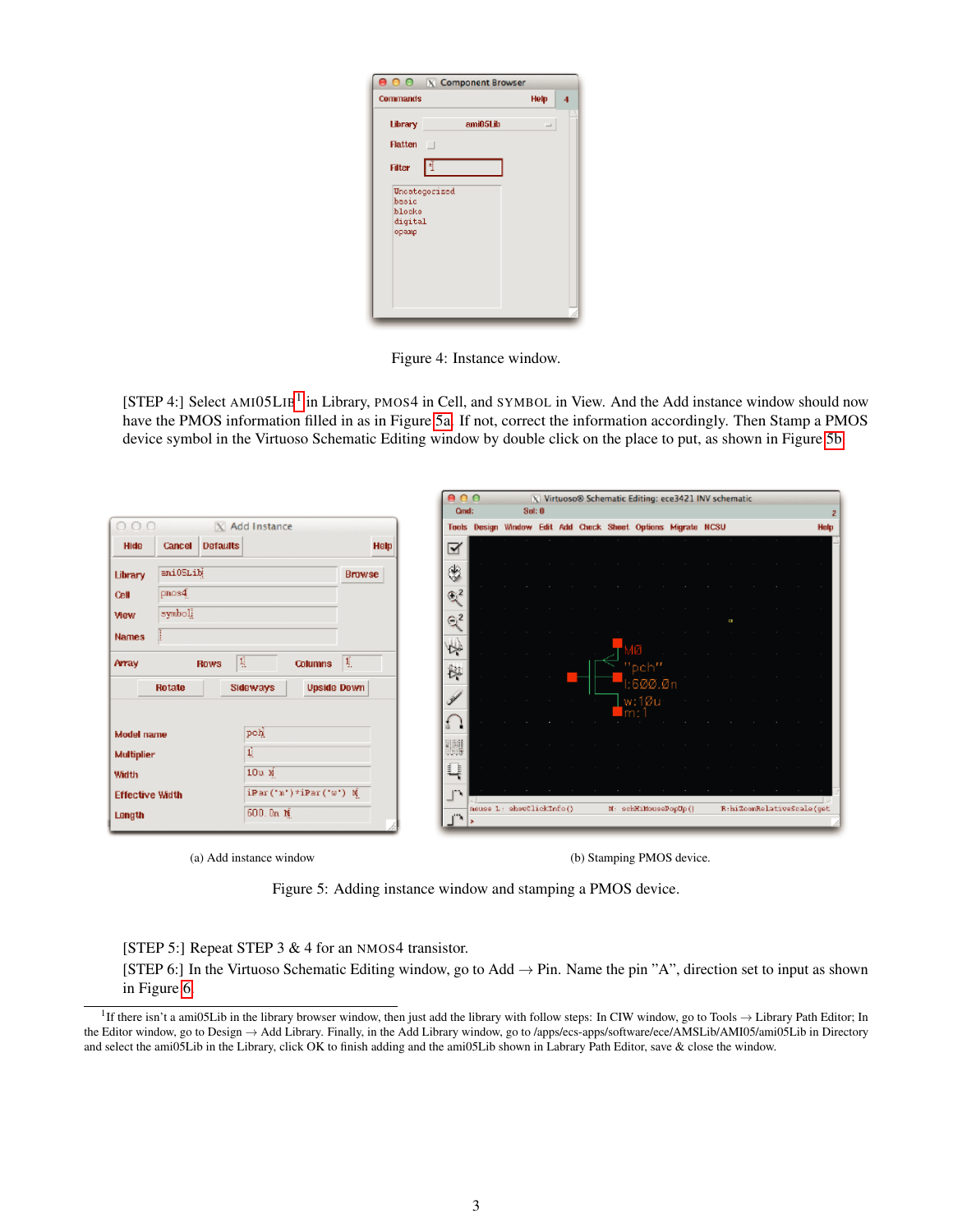Figure 4: Instance window.

[STEP 4:] Select AMI05LIB[1] in Library, PMOS4 in Cell, and SYMBOL in View. And the Add instance window should now have the PMOS information filled in as in Figure 5a. If not, correct the information accordingly. Then Stamp a PMOS device symbol in the Virtuoso Schematic Editing window by double click on the place to put, as shown in Figure 5b.

(a) Add instance window

(b) Stamping PMOS device.

Figure 5: Adding instance window and stamping a PMOS device.

[STEP 5:] Repeat STEP 3 & 4 for an NMOS4 transistor.

[STEP 6:] In the Virtuoso Schematic Editing window, go to Add → Pin. Name the pin ”A”, direction set to input as shown in Figure 6.

[1] If there isn't a ami05Lib in the library browser window, then just add the library with follow steps: In CIW window, go to Tools → Library Path Editor; In the Editor window, go to Design → Add Library. Finally, in the Add Library window, go to /apps/ecs-apps/software/ece/AMSLib/AMI05/ami05Lib in Directory and select the ami05Lib in the Library, click OK to finish adding and the ami05Lib shown in Labrary Path Editor, save & close the window.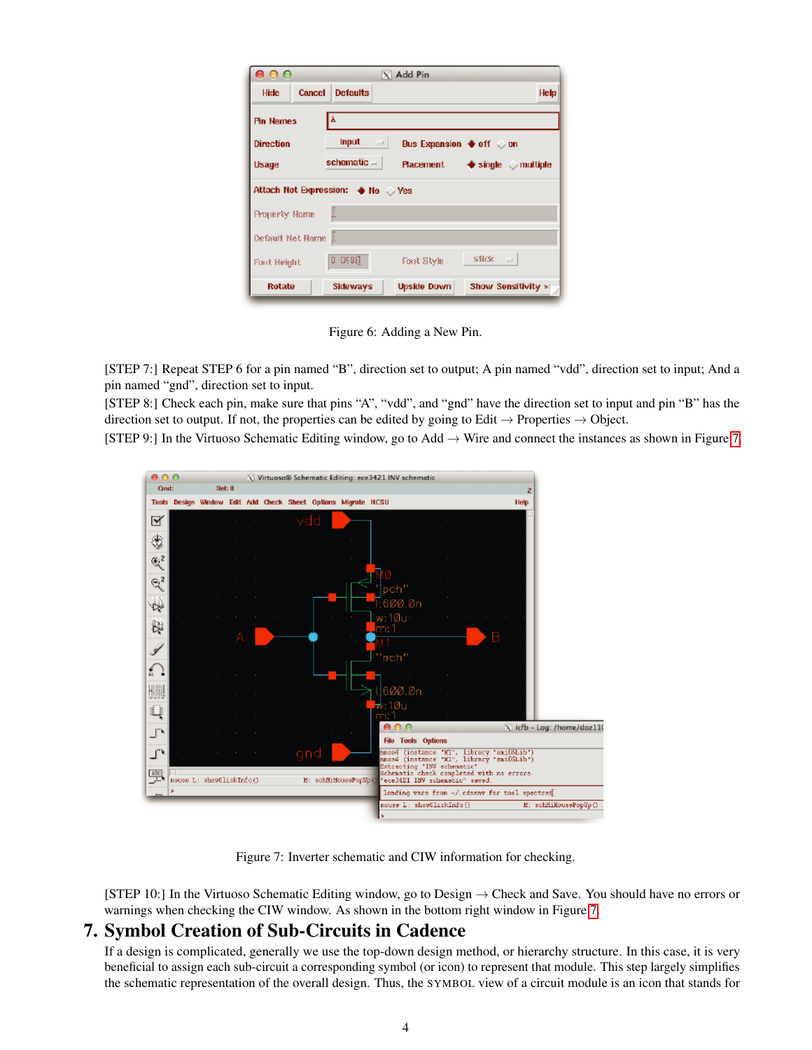Figure 6: Adding a New Pin.

[STEP 7:] Repeat STEP 6 for a pin named “B”, direction set to output; A pin named “vdd”, direction set to input; And a pin named “gnd”, direction set to input.

[STEP 8:] Check each pin, make sure that pins “A”, “vdd”, and “gnd” have the direction set to input and pin “B” has the direction set to output. If not, the properties can be edited by going to Edit → Properties → Object.

[STEP 9:] In the Virtuoso Schematic Editing window, go to Add → Wire and connect the instances as shown in Figure 7.

Figure 7: Inverter schematic and CIW information for checking.

[STEP 10:] In the Virtuoso Schematic Editing window, go to Design → Check and Save. You should have no errors or warnings when checking the CIW window. As shown in the bottom right window in Figure 7.

## 7. Symbol Creation of Sub-Circuits in Cadence

If a design is complicated, generally we use the top-down design method, or hierarchy structure. In this case, it is very beneficial to assign each sub-circuit a corresponding symbol (or icon) to represent that module. This step largely simplifies the schematic representation of the overall design. Thus, the SYMBOL view of a circuit module is an icon that stands for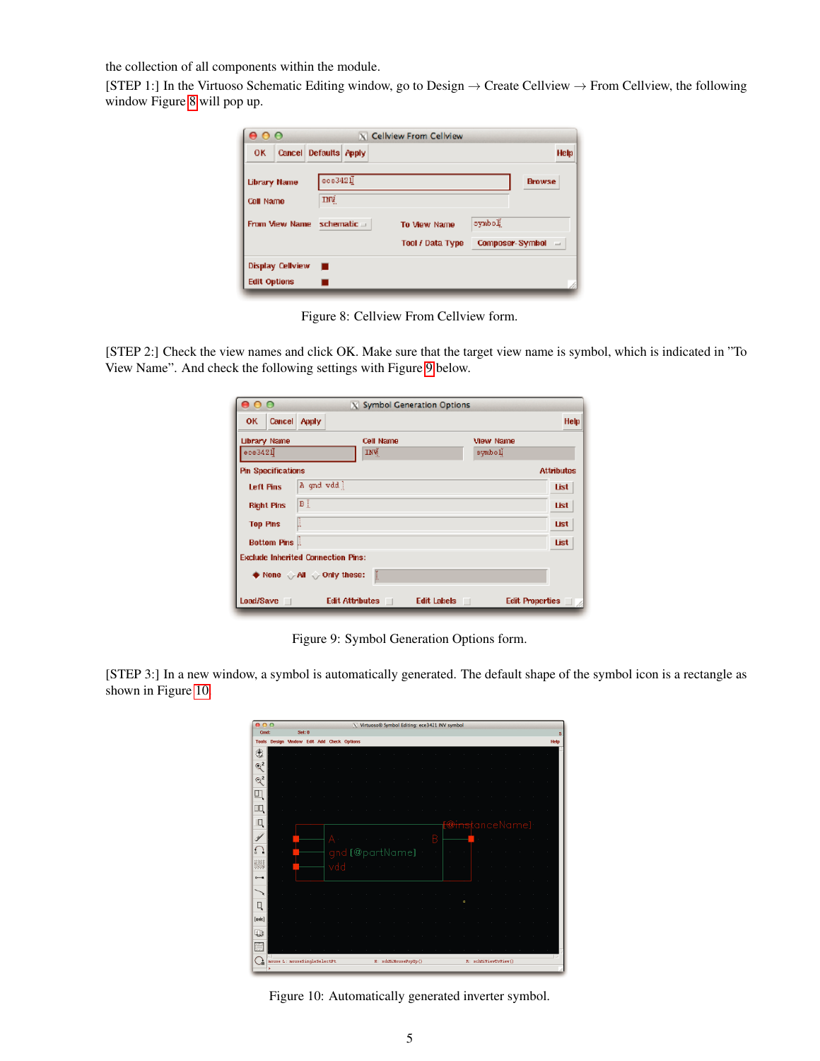the collection of all components within the module.

[STEP 1:] In the Virtuoso Schematic Editing window, go to Design → Create Cellview → From Cellview, the following window Figure 8 will pop up.

Figure 8: Cellview From Cellview form.

[STEP 2:] Check the view names and click OK. Make sure that the target view name is symbol, which is indicated in "To View Name". And check the following settings with Figure 9 below.

Figure 9: Symbol Generation Options form.

[STEP 3:] In a new window, a symbol is automatically generated. The default shape of the symbol icon is a rectangle as shown in Figure 10

Figure 10: Automatically generated inverter symbol.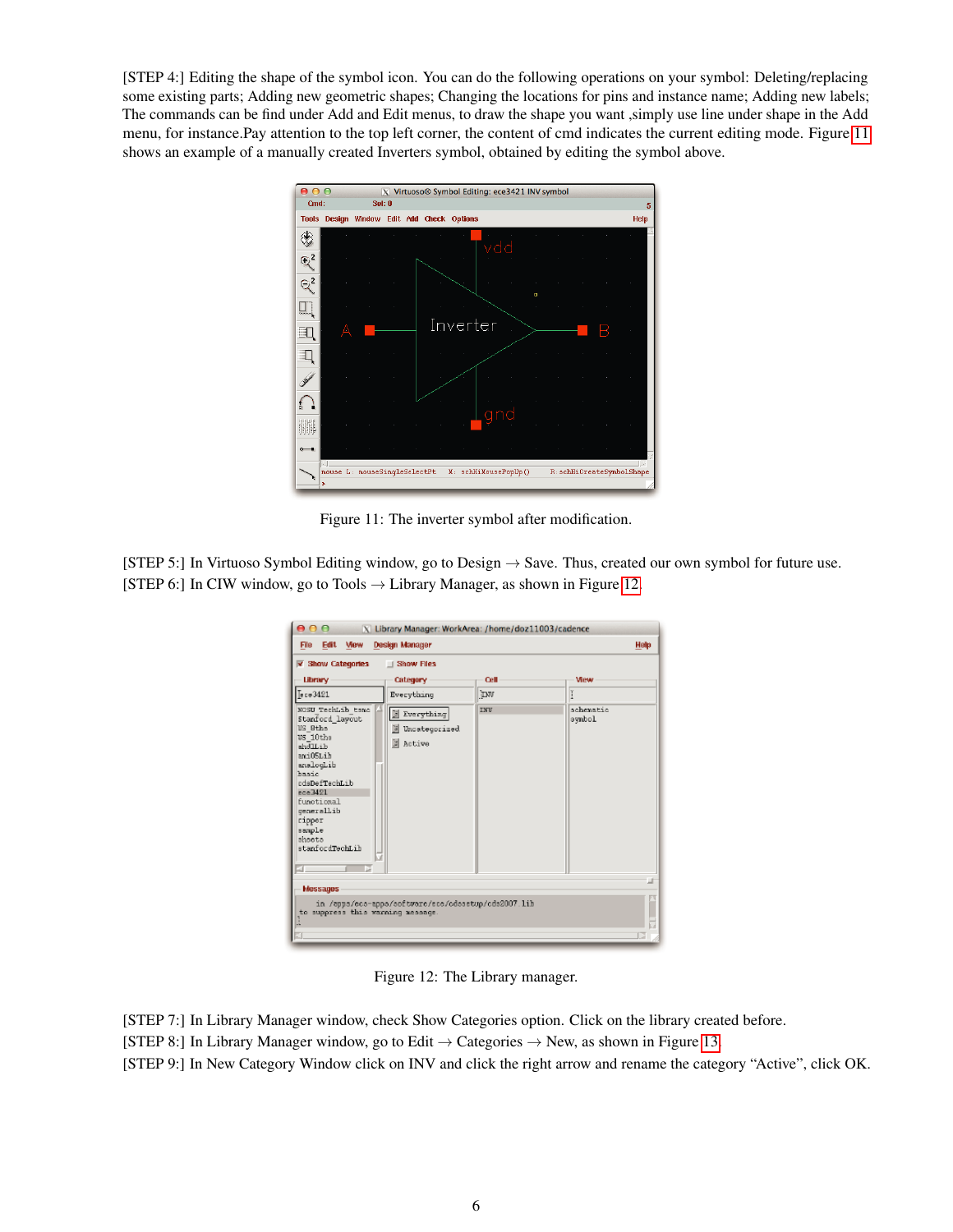[STEP 4:] Editing the shape of the symbol icon. You can do the following operations on your symbol: Deleting/replacing some existing parts; Adding new geometric shapes; Changing the locations for pins and instance name; Adding new labels; The commands can be find under Add and Edit menus, to draw the shape you want ,simply use line under shape in the Add menu, for instance.Pay attention to the top left corner, the content of cmd indicates the current editing mode. Figure 11 shows an example of a manually created Inverters symbol, obtained by editing the symbol above.

Figure 11: The inverter symbol after modification.

[STEP 5:] In Virtuoso Symbol Editing window, go to Design → Save. Thus, created our own symbol for future use.
[STEP 6:] In CIW window, go to Tools → Library Manager, as shown in Figure 12.

Figure 12: The Library manager.

[STEP 7:] In Library Manager window, check Show Categories option. Click on the library created before.
[STEP 8:] In Library Manager window, go to Edit → Categories → New, as shown in Figure 13.
[STEP 9:] In New Category Window click on INV and click the right arrow and rename the category "Active", click OK.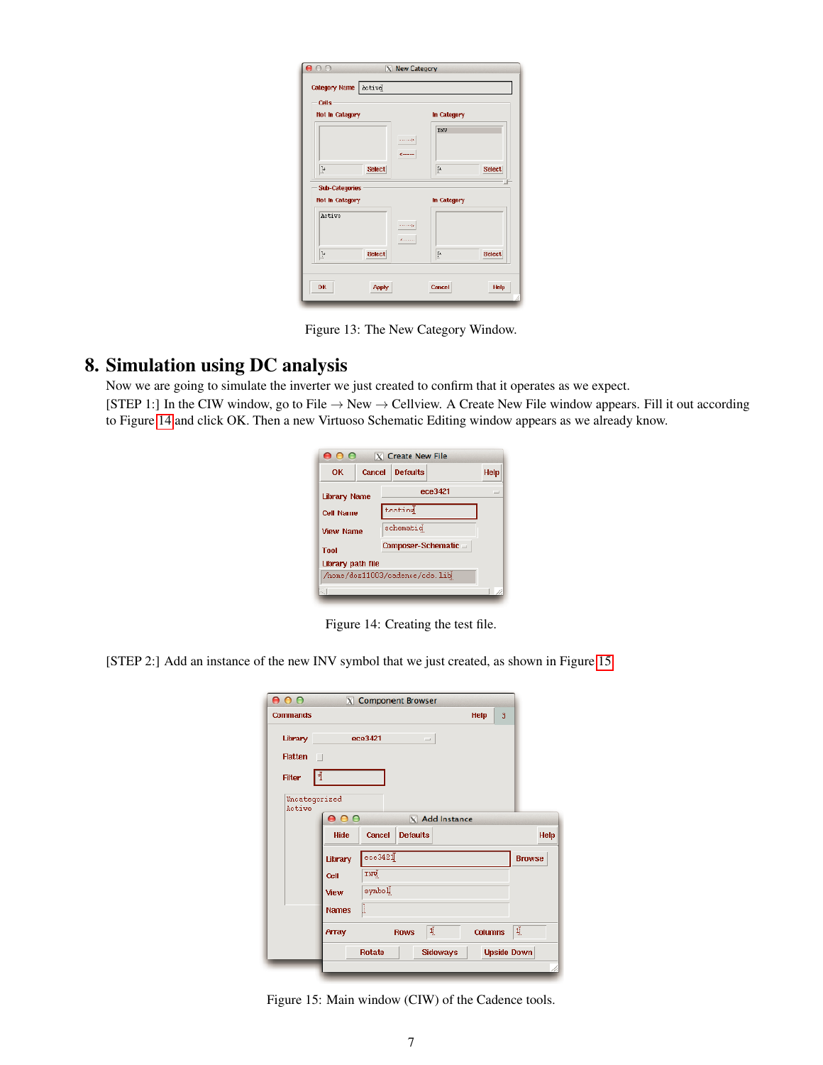Figure 13: The New Category Window.

## 8. Simulation using DC analysis

Now we are going to simulate the inverter we just created to confirm that it operates as we expect.

[STEP 1:] In the CIW window, go to File → New → Cellview. A Create New File window appears. Fill it out according to Figure 14 and click OK. Then a new Virtuoso Schematic Editing window appears as we already know.

Figure 14: Creating the test file.

[STEP 2:] Add an instance of the new INV symbol that we just created, as shown in Figure 15

Figure 15: Main window (CIW) of the Cadence tools.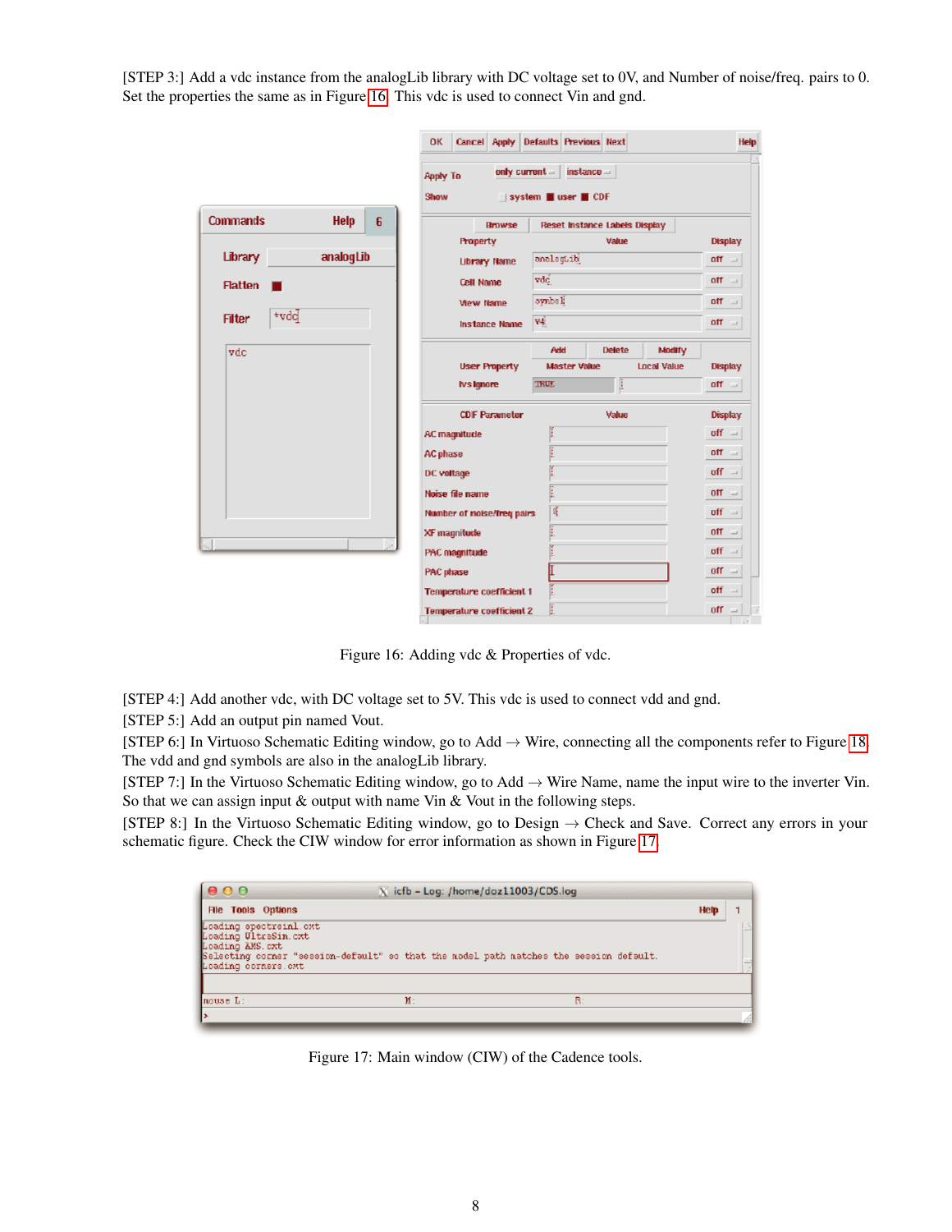[STEP 3:] Add a vdc instance from the analogLib library with DC voltage set to 0V, and Number of noise/freq. pairs to 0. Set the properties the same as in Figure 16. This vdc is used to connect Vin and gnd.

Figure 16: Adding vdc & Properties of vdc.

[STEP 4:] Add another vdc, with DC voltage set to 5V. This vdc is used to connect vdd and gnd.

[STEP 5:] Add an output pin named Vout.

[STEP 6:] In Virtuoso Schematic Editing window, go to Add → Wire, connecting all the components refer to Figure 18. The vdd and gnd symbols are also in the analogLib library.

[STEP 7:] In the Virtuoso Schematic Editing window, go to Add → Wire Name, name the input wire to the inverter Vin. So that we can assign input & output with name Vin & Vout in the following steps.

[STEP 8:] In the Virtuoso Schematic Editing window, go to Design → Check and Save. Correct any errors in your schematic figure. Check the CIW window for error information as shown in Figure 17.

Figure 17: Main window (CIW) of the Cadence tools.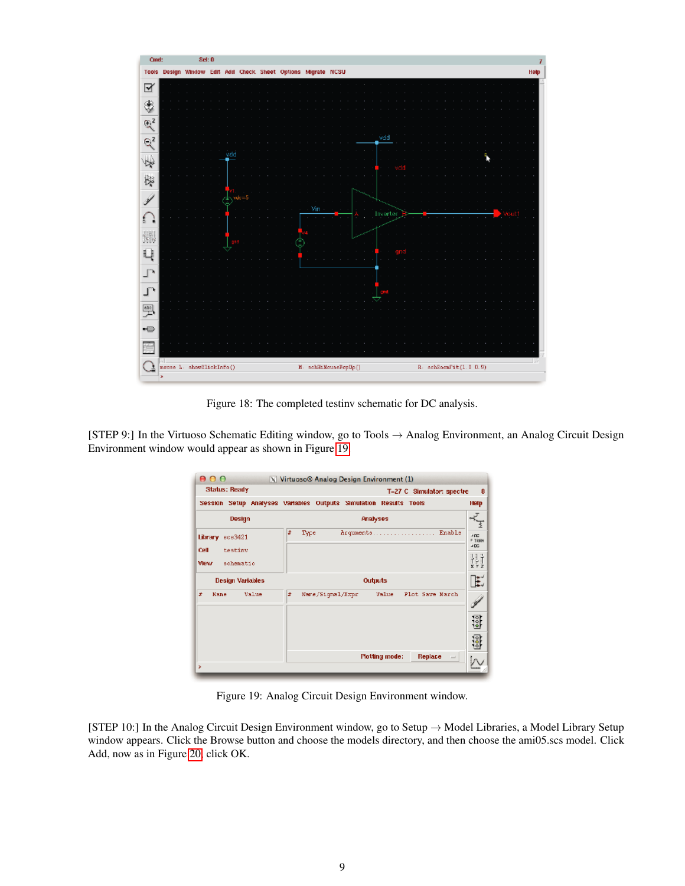Figure 18: The completed testinv schematic for DC analysis.

[STEP 9:] In the Virtuoso Schematic Editing window, go to Tools → Analog Environment, an Analog Circuit Design Environment window would appear as shown in Figure 19.

Figure 19: Analog Circuit Design Environment window.

[STEP 10:] In the Analog Circuit Design Environment window, go to Setup → Model Libraries, a Model Library Setup window appears. Click the Browse button and choose the models directory, and then choose the ami05.scs model. Click Add, now as in Figure 20, click OK.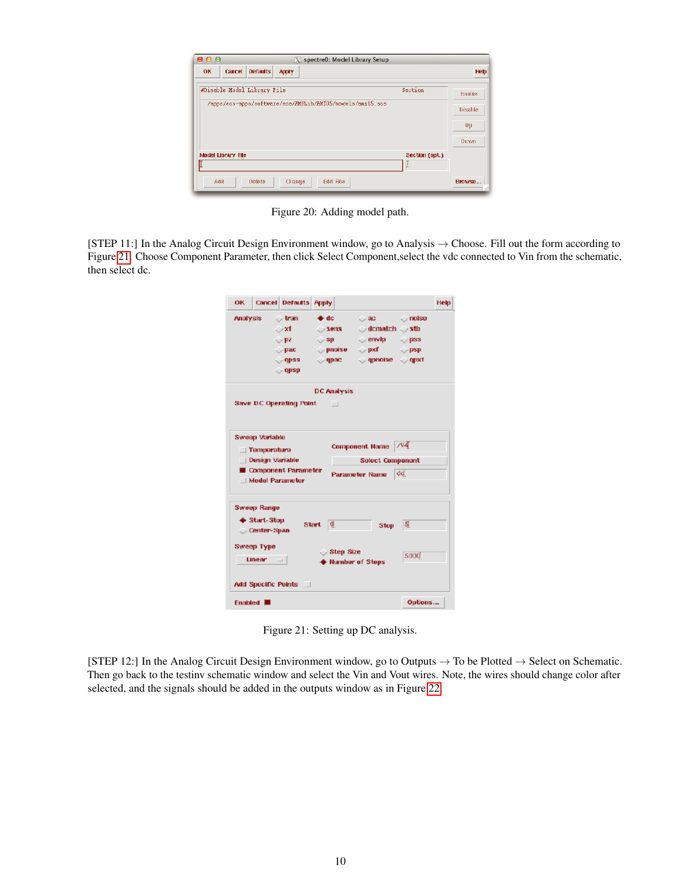Figure 20: Adding model path.

[STEP 11:] In the Analog Circuit Design Environment window, go to Analysis → Choose. Fill out the form according to Figure 21. Choose Component Parameter, then click Select Component,select the vdc connected to Vin from the schematic, then select dc.

Figure 21: Setting up DC analysis.

[STEP 12:] In the Analog Circuit Design Environment window, go to Outputs → To be Plotted → Select on Schematic. Then go back to the testinv schematic window and select the Vin and Vout wires. Note, the wires should change color after selected, and the signals should be added in the outputs window as in Figure 22.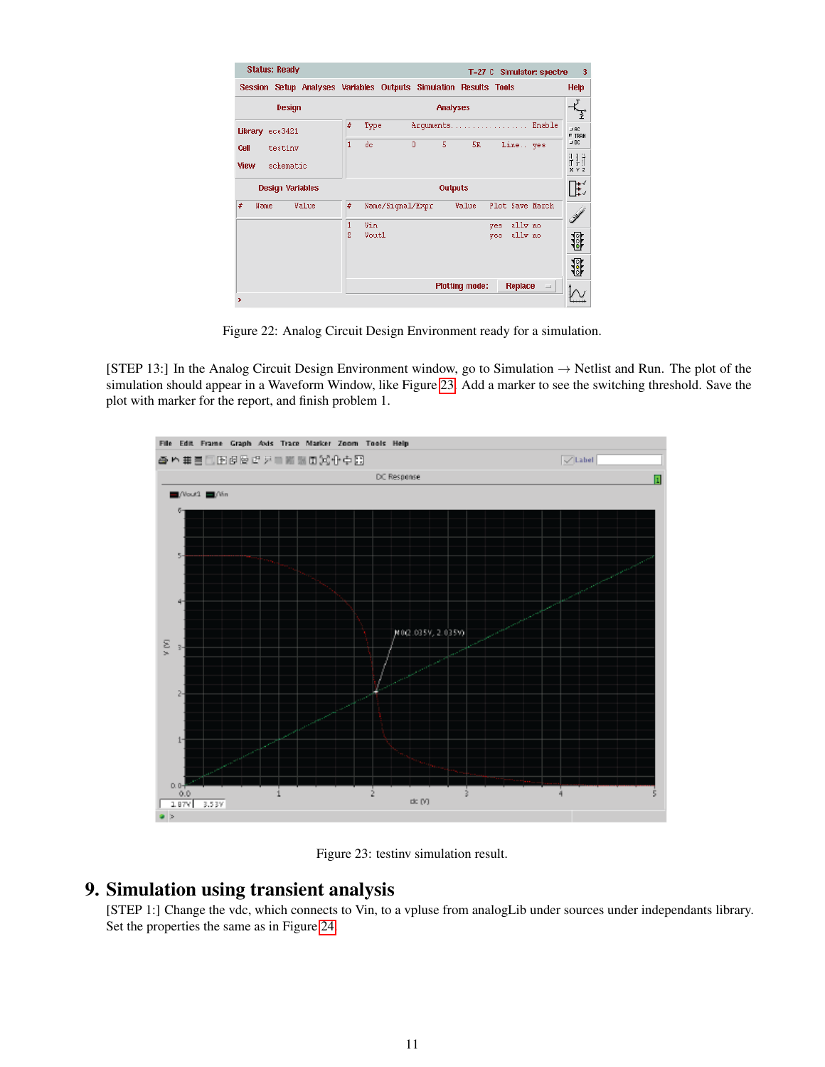Figure 22: Analog Circuit Design Environment ready for a simulation.

[STEP 13:] In the Analog Circuit Design Environment window, go to Simulation → Netlist and Run. The plot of the simulation should appear in a Waveform Window, like Figure 23. Add a marker to see the switching threshold. Save the plot with marker for the report, and finish problem 1.

Figure 23: testinv simulation result.

# 9. Simulation using transient analysis

[STEP 1:] Change the vdc, which connects to Vin, to a vpluse from analogLib under sources under independants library. Set the properties the same as in Figure 24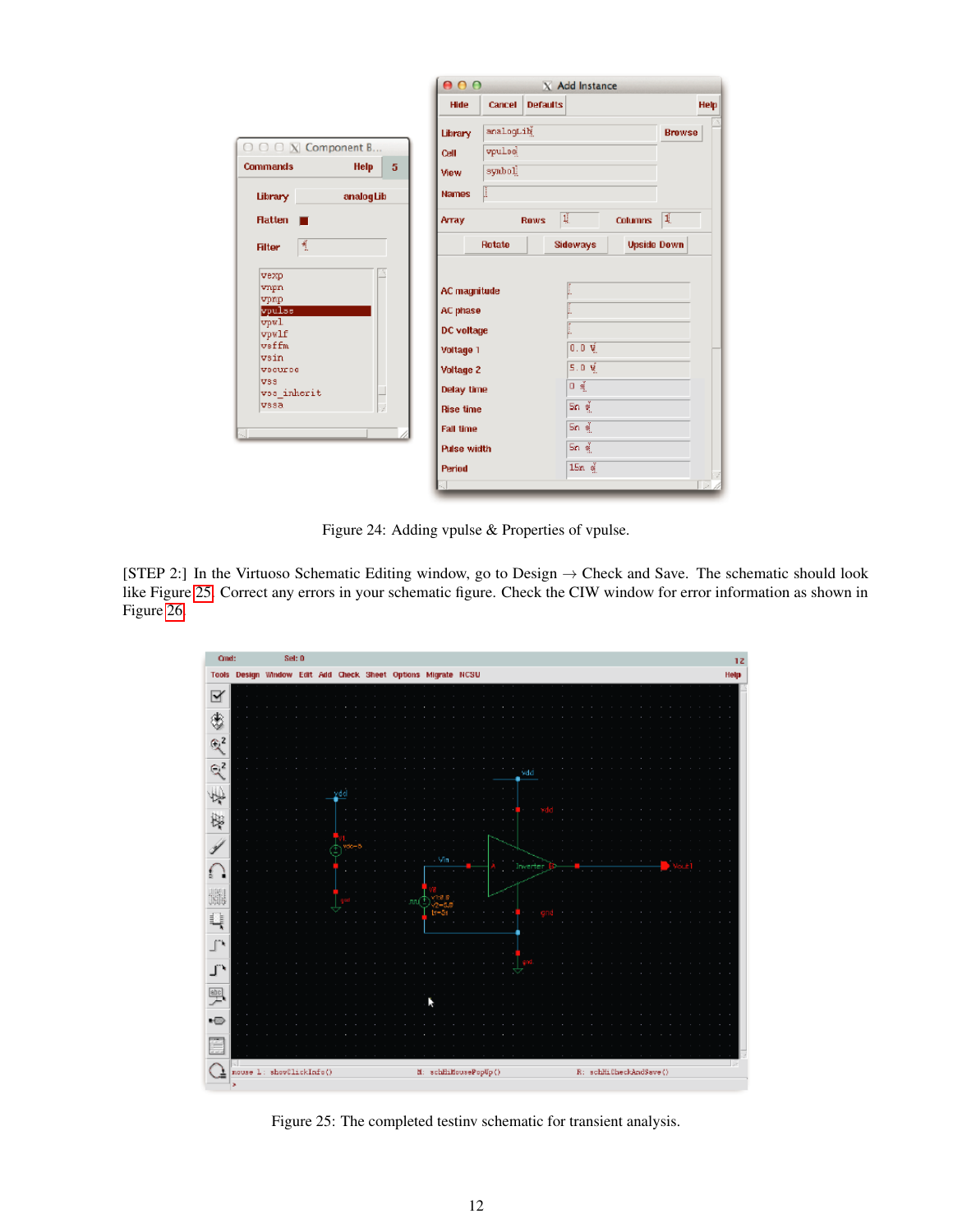Figure 24: Adding vpulse & Properties of vpulse.

[STEP 2:] In the Virtuoso Schematic Editing window, go to Design → Check and Save. The schematic should look like Figure 25. Correct any errors in your schematic figure. Check the CIW window for error information as shown in Figure 26.

Figure 25: The completed testinv schematic for transient analysis.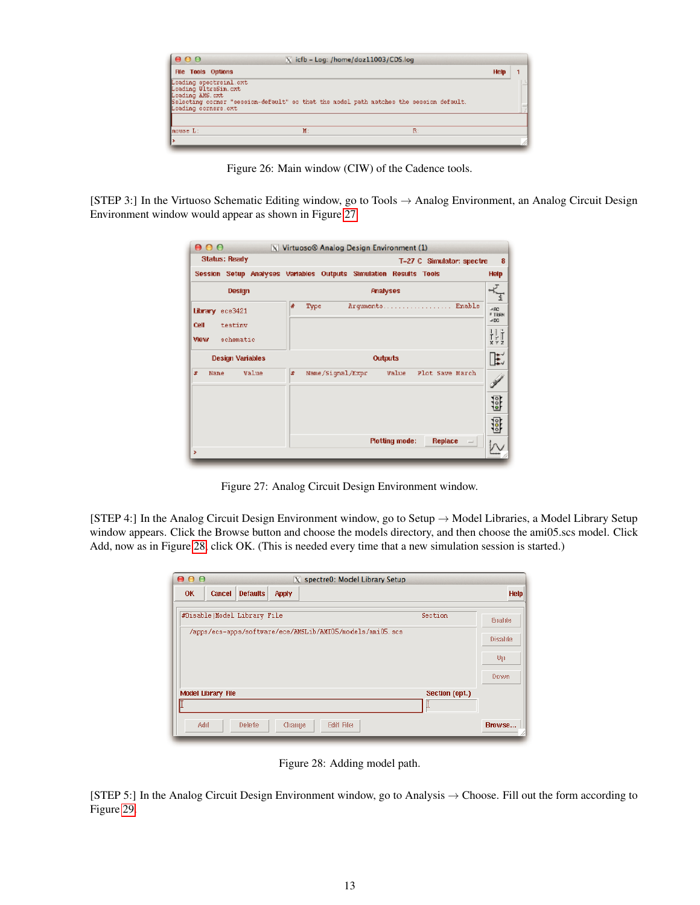Figure 26: Main window (CIW) of the Cadence tools.

[STEP 3:] In the Virtuoso Schematic Editing window, go to Tools → Analog Environment, an Analog Circuit Design Environment window would appear as shown in Figure 27.

Figure 27: Analog Circuit Design Environment window.

[STEP 4:] In the Analog Circuit Design Environment window, go to Setup → Model Libraries, a Model Library Setup window appears. Click the Browse button and choose the models directory, and then choose the ami05.scs model. Click Add, now as in Figure 28, click OK. (This is needed every time that a new simulation session is started.)

Figure 28: Adding model path.

[STEP 5:] In the Analog Circuit Design Environment window, go to Analysis → Choose. Fill out the form according to Figure 29.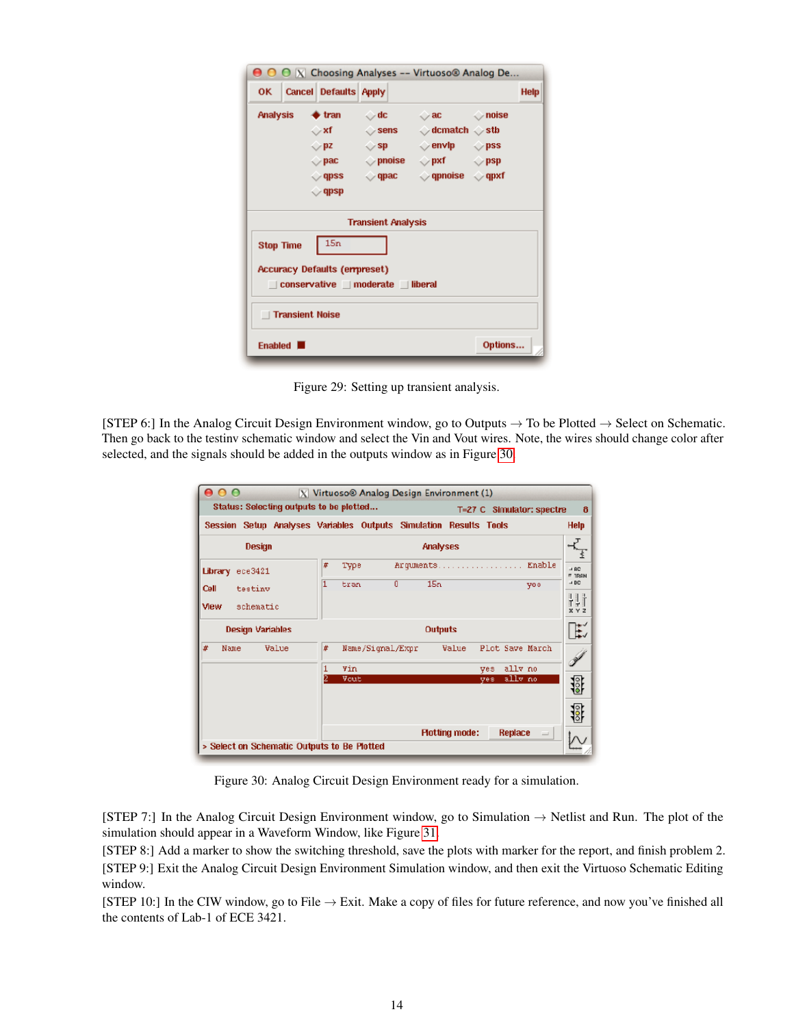Figure 29: Setting up transient analysis.

[STEP 6:] In the Analog Circuit Design Environment window, go to Outputs → To be Plotted → Select on Schematic. Then go back to the testinv schematic window and select the Vin and Vout wires. Note, the wires should change color after selected, and the signals should be added in the outputs window as in Figure 30.

Figure 30: Analog Circuit Design Environment ready for a simulation.

[STEP 7:] In the Analog Circuit Design Environment window, go to Simulation → Netlist and Run. The plot of the simulation should appear in a Waveform Window, like Figure 31.

[STEP 8:] Add a marker to show the switching threshold, save the plots with marker for the report, and finish problem 2.

[STEP 9:] Exit the Analog Circuit Design Environment Simulation window, and then exit the Virtuoso Schematic Editing window.

[STEP 10:] In the CIW window, go to File → Exit. Make a copy of files for future reference, and now you've finished all the contents of Lab-1 of ECE 3421.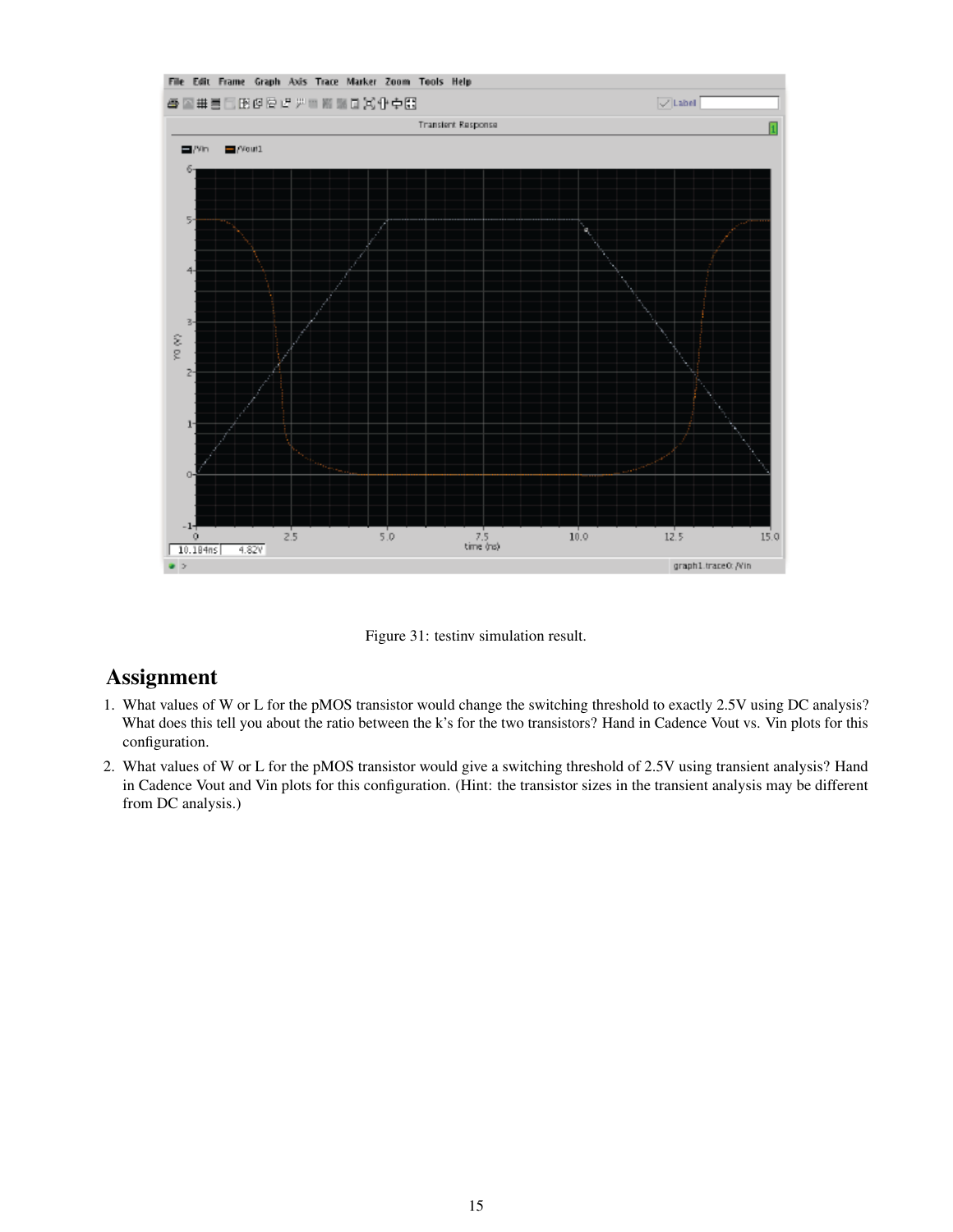File Edit Frame Graph Axis Trace Marker Zoom Tools Help

Label

Transient Response

/Vin /Vout1

6
5
4
3
2
1
0
-1

YO (V)

0 2.5 5.0 7.5 10.0 12.5 15.0

time (ns)

10.184ns 4.82V

graph1.trace0: /Vin

Figure 31: testinv simulation result.

## Assignment

1. What values of W or L for the pMOS transistor would change the switching threshold to exactly 2.5V using DC analysis? What does this tell you about the ratio between the k's for the two transistors? Hand in Cadence Vout vs. Vin plots for this configuration.
2. What values of W or L for the pMOS transistor would give a switching threshold of 2.5V using transient analysis? Hand in Cadence Vout and Vin plots for this configuration. (Hint: the transistor sizes in the transient analysis may be different from DC analysis.)